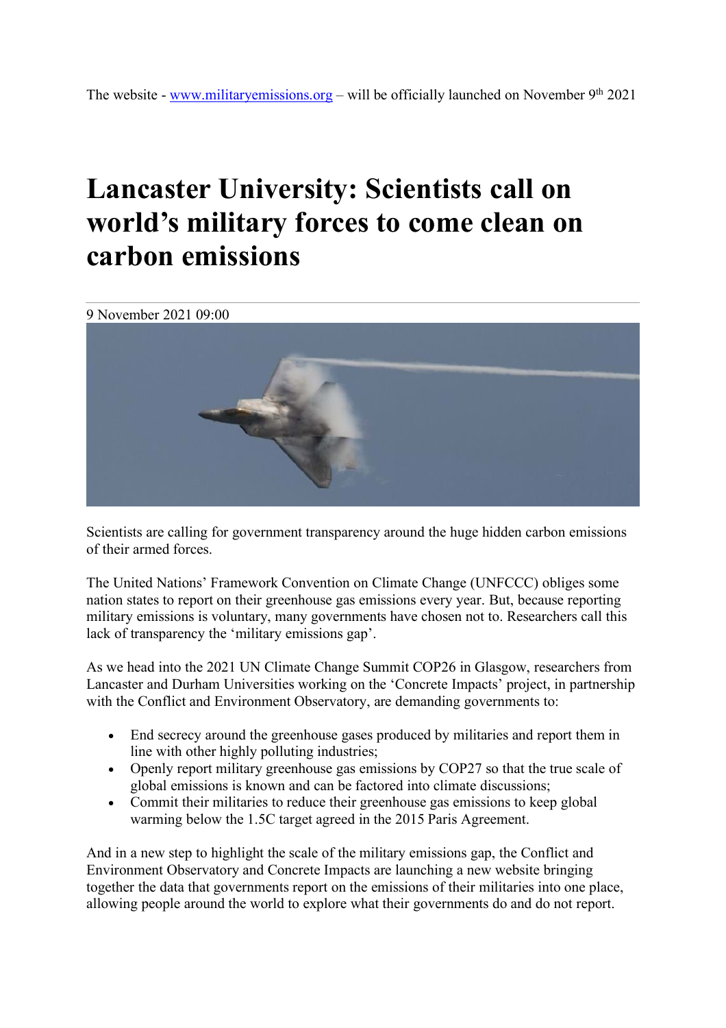The website - [www.militaryemissions.org](http://www.militaryemissions.org) – will be officially launched on November 9th 2021

# Lancaster University: Scientists call on world's military forces to come clean on carbon emissions

9 November 2021 09:00

Scientists are calling for government transparency around the huge hidden carbon emissions of their armed forces.

The United Nations' Framework Convention on Climate Change (UNFCCC) obliges some nation states to report on their greenhouse gas emissions every year. But, because reporting military emissions is voluntary, many governments have chosen not to. Researchers call this lack of transparency the 'military emissions gap'.

As we head into the 2021 UN Climate Change Summit COP26 in Glasgow, researchers from Lancaster and Durham Universities working on the 'Concrete Impacts' project, in partnership with the Conflict and Environment Observatory, are demanding governments to:

- End secrecy around the greenhouse gases produced by militaries and report them in line with other highly polluting industries;
- Openly report military greenhouse gas emissions by COP27 so that the true scale of global emissions is known and can be factored into climate discussions;
- Commit their militaries to reduce their greenhouse gas emissions to keep global warming below the 1.5C target agreed in the 2015 Paris Agreement.

And in a new step to highlight the scale of the military emissions gap, the Conflict and Environment Observatory and Concrete Impacts are launching a new website bringing together the data that governments report on the emissions of their militaries into one place, allowing people around the world to explore what their governments do and do not report.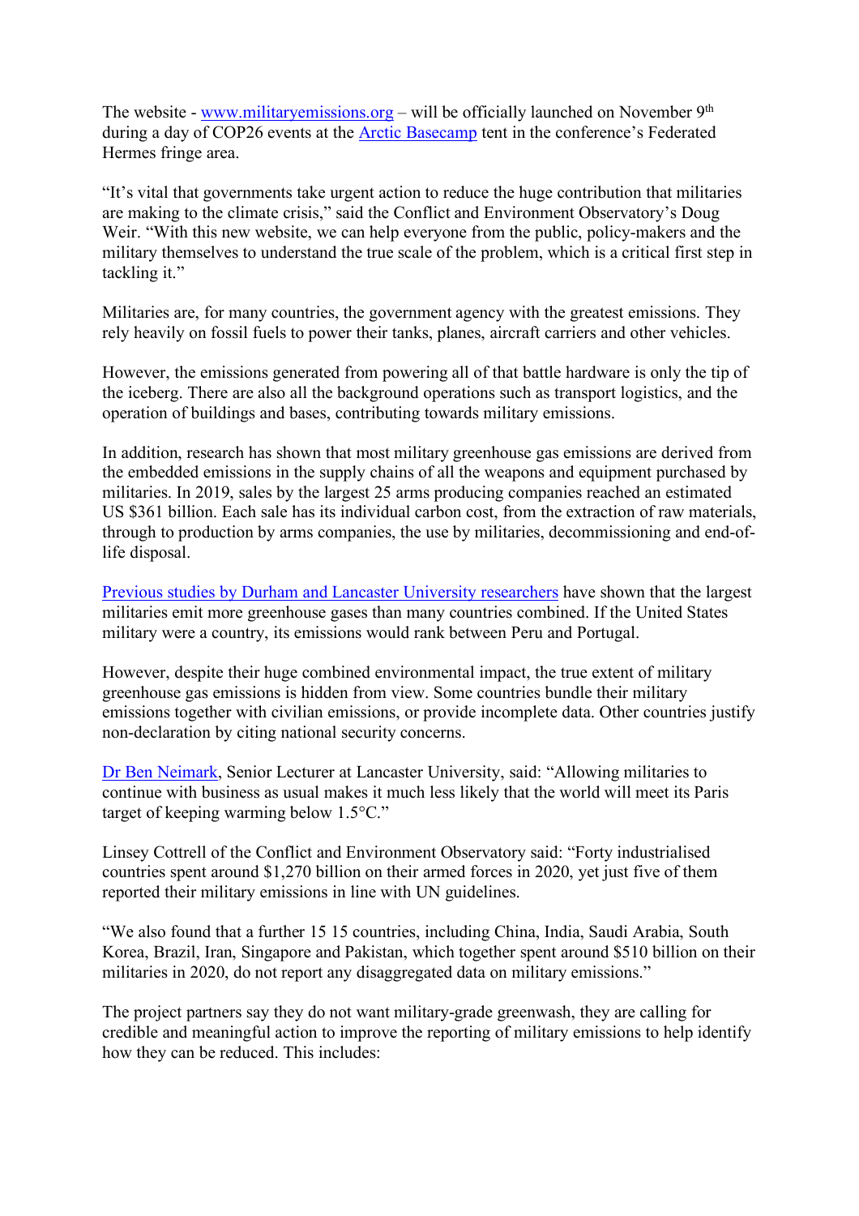The website - [www.militaryemissions.org](www.militaryemissions.org) – will be officially launched on November 9th during a day of COP26 events at the [Arctic Basecamp](Arctic Basecamp) tent in the conference's Federated Hermes fringe area.

"It's vital that governments take urgent action to reduce the huge contribution that militaries are making to the climate crisis," said the Conflict and Environment Observatory's Doug Weir. "With this new website, we can help everyone from the public, policy-makers and the military themselves to understand the true scale of the problem, which is a critical first step in tackling it."

Militaries are, for many countries, the government agency with the greatest emissions. They rely heavily on fossil fuels to power their tanks, planes, aircraft carriers and other vehicles.

However, the emissions generated from powering all of that battle hardware is only the tip of the iceberg. There are also all the background operations such as transport logistics, and the operation of buildings and bases, contributing towards military emissions.

In addition, research has shown that most military greenhouse gas emissions are derived from the embedded emissions in the supply chains of all the weapons and equipment purchased by militaries. In 2019, sales by the largest 25 arms producing companies reached an estimated US $361 billion. Each sale has its individual carbon cost, from the extraction of raw materials, through to production by arms companies, the use by militaries, decommissioning and end-of-life disposal.

Previous studies by Durham and Lancaster University researchers have shown that the largest militaries emit more greenhouse gases than many countries combined. If the United States military were a country, its emissions would rank between Peru and Portugal.

However, despite their huge combined environmental impact, the true extent of military greenhouse gas emissions is hidden from view. Some countries bundle their military emissions together with civilian emissions, or provide incomplete data. Other countries justify non-declaration by citing national security concerns.

Dr Ben Neimark, Senior Lecturer at Lancaster University, said: "Allowing militaries to continue with business as usual makes it much less likely that the world will meet its Paris target of keeping warming below 1.5°C."

Linsey Cottrell of the Conflict and Environment Observatory said: "Forty industrialised countries spent around $1,270 billion on their armed forces in 2020, yet just five of them reported their military emissions in line with UN guidelines.

"We also found that a further 15 15 countries, including China, India, Saudi Arabia, South Korea, Brazil, Iran, Singapore and Pakistan, which together spent around $510 billion on their militaries in 2020, do not report any disaggregated data on military emissions."

The project partners say they do not want military-grade greenwash, they are calling for credible and meaningful action to improve the reporting of military emissions to help identify how they can be reduced. This includes: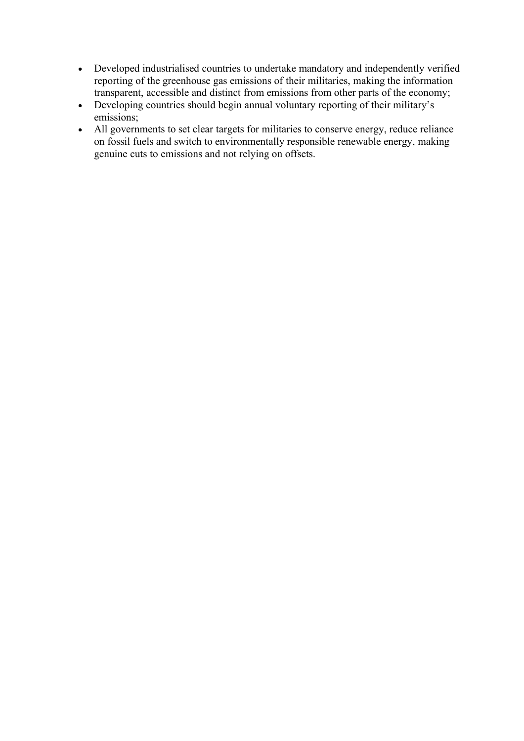- Developed industrialised countries to undertake mandatory and independently verified reporting of the greenhouse gas emissions of their militaries, making the information transparent, accessible and distinct from emissions from other parts of the economy;
- Developing countries should begin annual voluntary reporting of their military's emissions;
- All governments to set clear targets for militaries to conserve energy, reduce reliance on fossil fuels and switch to environmentally responsible renewable energy, making genuine cuts to emissions and not relying on offsets.